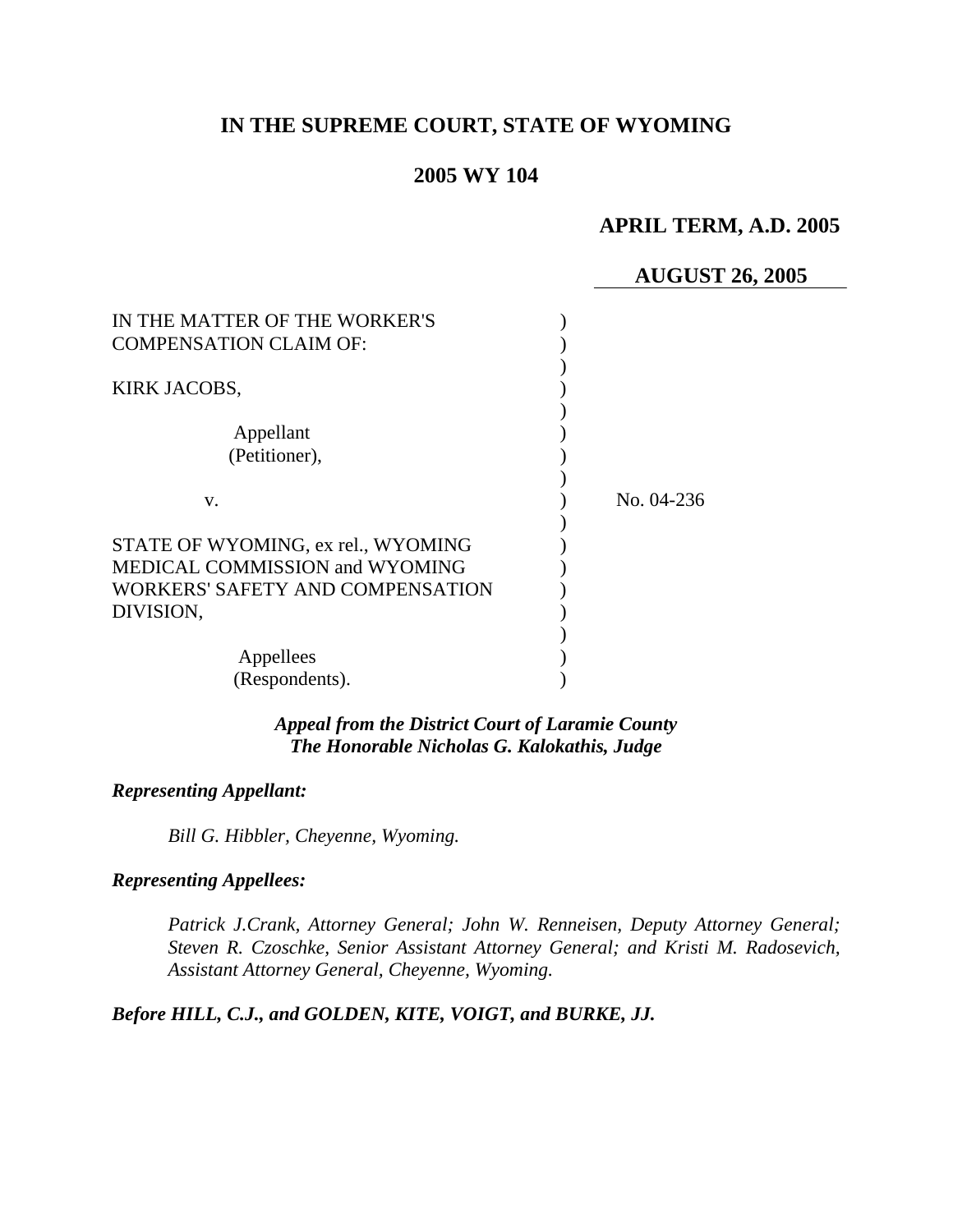# IN THE SUPREME COURT, STATE OF WYOMING

## 2005 WY 104

**APRIL TERM, A.D. 2005**

**AUGUST 26, 2005**

IN THE MATTER OF THE WORKER'S COMPENSATION CLAIM OF:

KIRK JACOBS,

Appellant (Petitioner),

v.

No. 04-236

STATE OF WYOMING, ex rel., WYOMING MEDICAL COMMISSION and WYOMING WORKERS' SAFETY AND COMPENSATION DIVISION,

Appellees (Respondents).

*Appeal from the District Court of Laramie County*
*The Honorable Nicholas G. Kalokathis, Judge*

***Representing Appellant:***

*Bill G. Hibbler, Cheyenne, Wyoming.*

***Representing Appellees:***

*Patrick J.Crank, Attorney General; John W. Renneisen, Deputy Attorney General; Steven R. Czoschke, Senior Assistant Attorney General; and Kristi M. Radosevich, Assistant Attorney General, Cheyenne, Wyoming.*

***Before HILL, C.J., and GOLDEN, KITE, VOIGT, and BURKE, JJ.***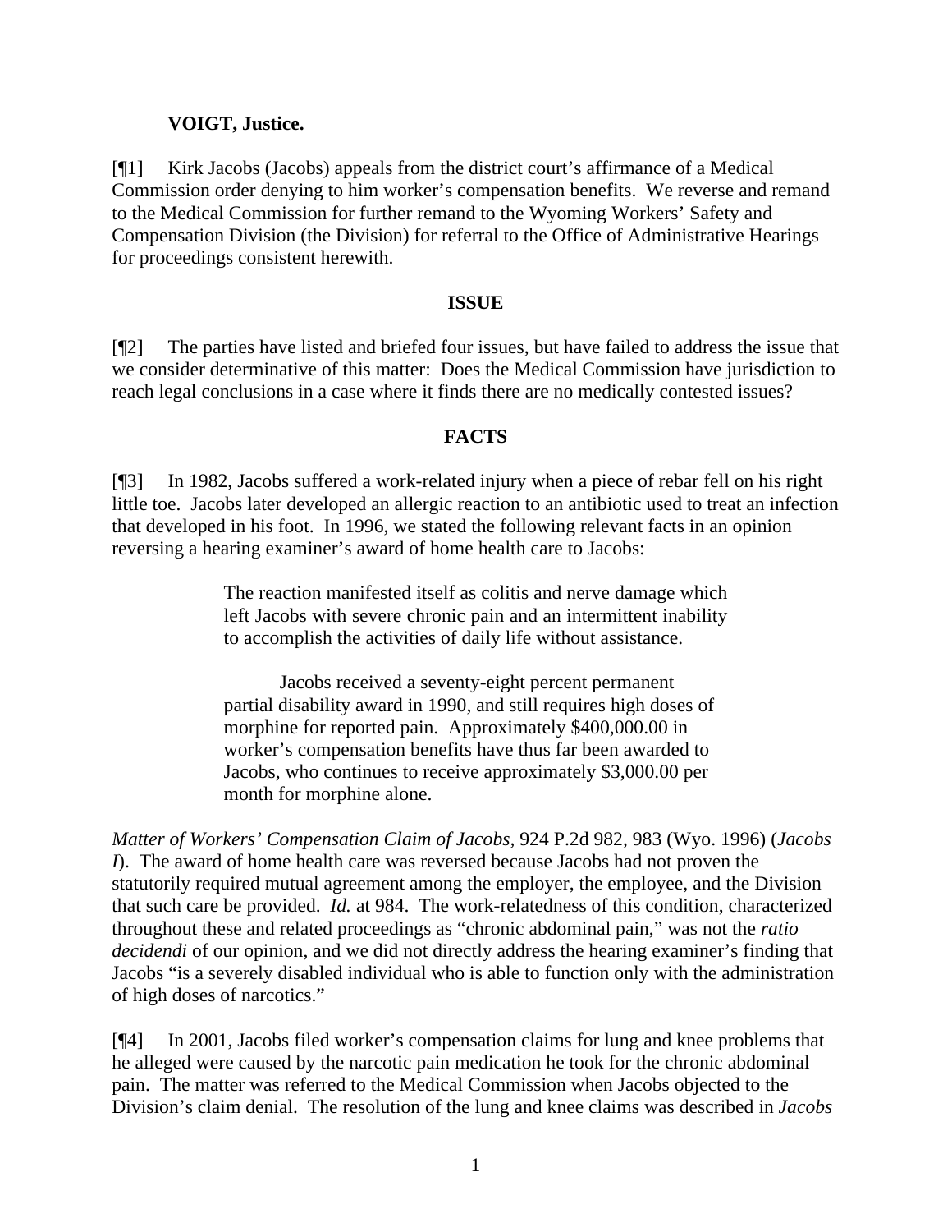**VOIGT, Justice.**

[¶1] Kirk Jacobs (Jacobs) appeals from the district court's affirmance of a Medical Commission order denying to him worker's compensation benefits. We reverse and remand to the Medical Commission for further remand to the Wyoming Workers' Safety and Compensation Division (the Division) for referral to the Office of Administrative Hearings for proceedings consistent herewith.

## ISSUE

[¶2] The parties have listed and briefed four issues, but have failed to address the issue that we consider determinative of this matter: Does the Medical Commission have jurisdiction to reach legal conclusions in a case where it finds there are no medically contested issues?

## FACTS

[¶3] In 1982, Jacobs suffered a work-related injury when a piece of rebar fell on his right little toe. Jacobs later developed an allergic reaction to an antibiotic used to treat an infection that developed in his foot. In 1996, we stated the following relevant facts in an opinion reversing a hearing examiner's award of home health care to Jacobs:

> The reaction manifested itself as colitis and nerve damage which left Jacobs with severe chronic pain and an intermittent inability to accomplish the activities of daily life without assistance.
>
> Jacobs received a seventy-eight percent permanent partial disability award in 1990, and still requires high doses of morphine for reported pain. Approximately $400,000.00 in worker's compensation benefits have thus far been awarded to Jacobs, who continues to receive approximately $3,000.00 per month for morphine alone.

*Matter of Workers' Compensation Claim of Jacobs,* 924 P.2d 982, 983 (Wyo. 1996) (*Jacobs I*). The award of home health care was reversed because Jacobs had not proven the statutorily required mutual agreement among the employer, the employee, and the Division that such care be provided. *Id.* at 984. The work-relatedness of this condition, characterized throughout these and related proceedings as "chronic abdominal pain," was not the *ratio decidendi* of our opinion, and we did not directly address the hearing examiner's finding that Jacobs "is a severely disabled individual who is able to function only with the administration of high doses of narcotics."

[¶4] In 2001, Jacobs filed worker's compensation claims for lung and knee problems that he alleged were caused by the narcotic pain medication he took for the chronic abdominal pain. The matter was referred to the Medical Commission when Jacobs objected to the Division's claim denial. The resolution of the lung and knee claims was described in *Jacobs*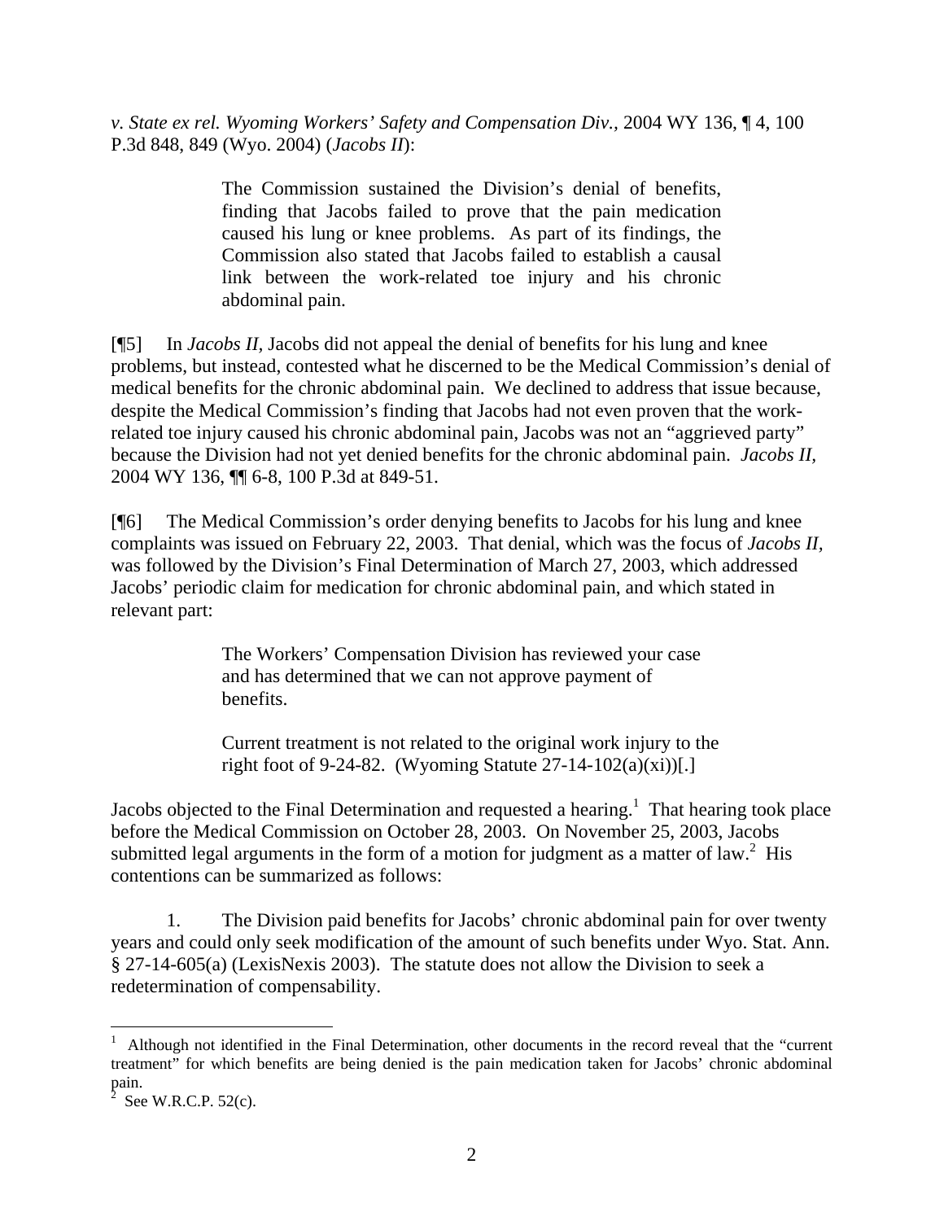*v. State ex rel. Wyoming Workers' Safety and Compensation Div.*, 2004 WY 136, ¶ 4, 100 P.3d 848, 849 (Wyo. 2004) (*Jacobs II*):

> The Commission sustained the Division's denial of benefits, finding that Jacobs failed to prove that the pain medication caused his lung or knee problems. As part of its findings, the Commission also stated that Jacobs failed to establish a causal link between the work-related toe injury and his chronic abdominal pain.

[¶5] In *Jacobs II,* Jacobs did not appeal the denial of benefits for his lung and knee problems, but instead, contested what he discerned to be the Medical Commission's denial of medical benefits for the chronic abdominal pain. We declined to address that issue because, despite the Medical Commission's finding that Jacobs had not even proven that the work-related toe injury caused his chronic abdominal pain, Jacobs was not an "aggrieved party" because the Division had not yet denied benefits for the chronic abdominal pain. *Jacobs II,* 2004 WY 136, ¶¶ 6-8, 100 P.3d at 849-51.

[¶6] The Medical Commission's order denying benefits to Jacobs for his lung and knee complaints was issued on February 22, 2003. That denial, which was the focus of *Jacobs II,* was followed by the Division's Final Determination of March 27, 2003, which addressed Jacobs' periodic claim for medication for chronic abdominal pain, and which stated in relevant part:

> The Workers' Compensation Division has reviewed your case and has determined that we can not approve payment of benefits.
>
> Current treatment is not related to the original work injury to the right foot of 9-24-82. (Wyoming Statute 27-14-102(a)(xi))[.]

Jacobs objected to the Final Determination and requested a hearing.[1] That hearing took place before the Medical Commission on October 28, 2003. On November 25, 2003, Jacobs submitted legal arguments in the form of a motion for judgment as a matter of law.[2] His contentions can be summarized as follows:

1. The Division paid benefits for Jacobs' chronic abdominal pain for over twenty years and could only seek modification of the amount of such benefits under Wyo. Stat. Ann. § 27-14-605(a) (LexisNexis 2003). The statute does not allow the Division to seek a redetermination of compensability.

---

[1] Although not identified in the Final Determination, other documents in the record reveal that the "current treatment" for which benefits are being denied is the pain medication taken for Jacobs' chronic abdominal pain.

[2] See W.R.C.P. 52(c).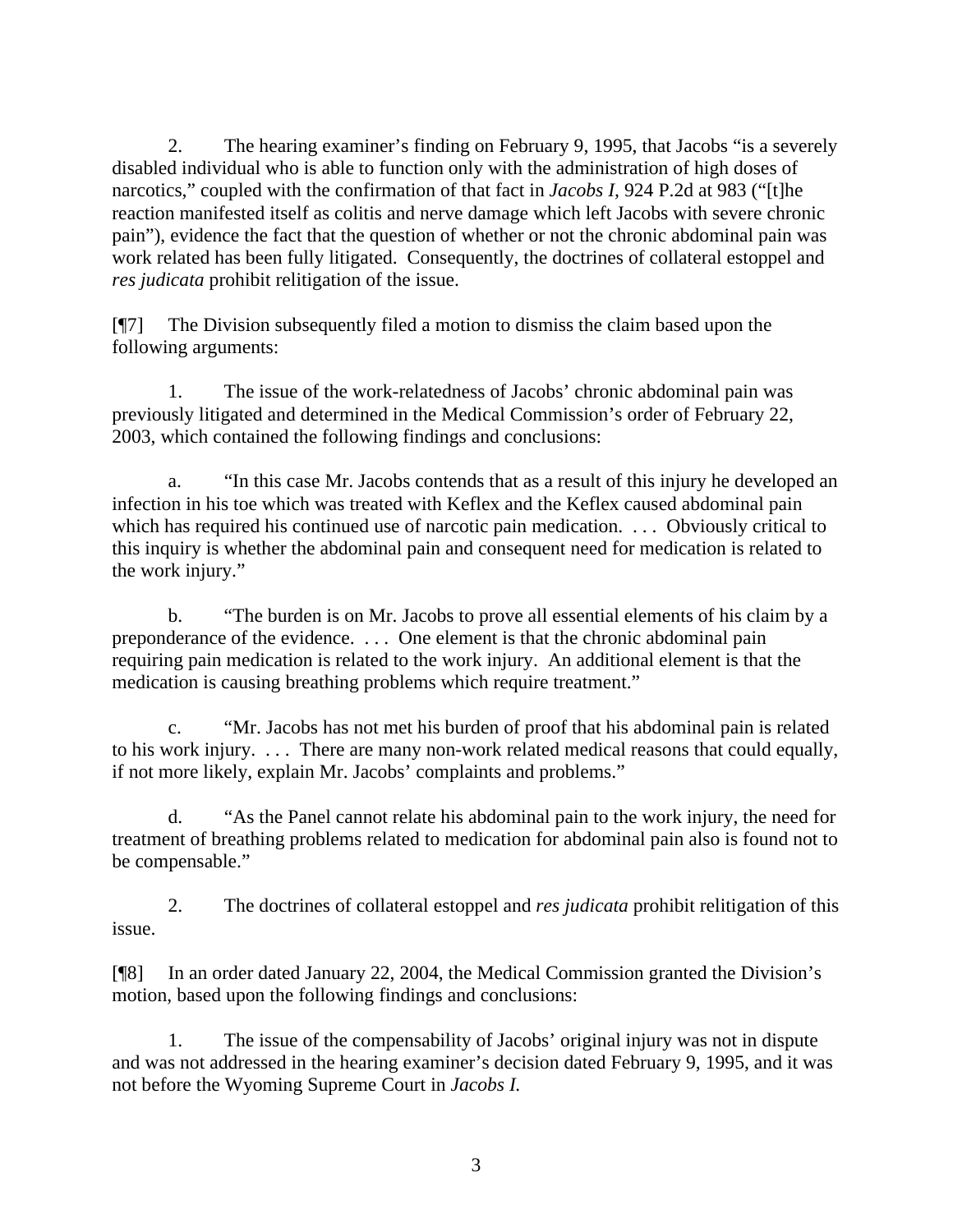2. The hearing examiner's finding on February 9, 1995, that Jacobs "is a severely disabled individual who is able to function only with the administration of high doses of narcotics," coupled with the confirmation of that fact in *Jacobs I*, 924 P.2d at 983 ("[t]he reaction manifested itself as colitis and nerve damage which left Jacobs with severe chronic pain"), evidence the fact that the question of whether or not the chronic abdominal pain was work related has been fully litigated. Consequently, the doctrines of collateral estoppel and *res judicata* prohibit relitigation of the issue.

[¶7] The Division subsequently filed a motion to dismiss the claim based upon the following arguments:

1. The issue of the work-relatedness of Jacobs' chronic abdominal pain was previously litigated and determined in the Medical Commission's order of February 22, 2003, which contained the following findings and conclusions:

a. "In this case Mr. Jacobs contends that as a result of this injury he developed an infection in his toe which was treated with Keflex and the Keflex caused abdominal pain which has required his continued use of narcotic pain medication. . . . Obviously critical to this inquiry is whether the abdominal pain and consequent need for medication is related to the work injury."

b. "The burden is on Mr. Jacobs to prove all essential elements of his claim by a preponderance of the evidence. . . . One element is that the chronic abdominal pain requiring pain medication is related to the work injury. An additional element is that the medication is causing breathing problems which require treatment."

c. "Mr. Jacobs has not met his burden of proof that his abdominal pain is related to his work injury. . . . There are many non-work related medical reasons that could equally, if not more likely, explain Mr. Jacobs' complaints and problems."

d. "As the Panel cannot relate his abdominal pain to the work injury, the need for treatment of breathing problems related to medication for abdominal pain also is found not to be compensable."

2. The doctrines of collateral estoppel and *res judicata* prohibit relitigation of this issue.

[¶8] In an order dated January 22, 2004, the Medical Commission granted the Division's motion, based upon the following findings and conclusions:

1. The issue of the compensability of Jacobs' original injury was not in dispute and was not addressed in the hearing examiner's decision dated February 9, 1995, and it was not before the Wyoming Supreme Court in *Jacobs I.*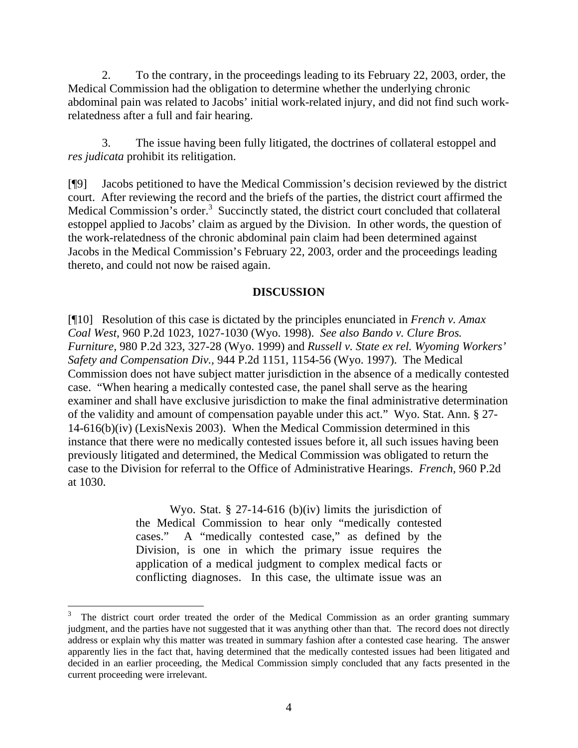2. To the contrary, in the proceedings leading to its February 22, 2003, order, the Medical Commission had the obligation to determine whether the underlying chronic abdominal pain was related to Jacobs' initial work-related injury, and did not find such work-relatedness after a full and fair hearing.

3. The issue having been fully litigated, the doctrines of collateral estoppel and *res judicata* prohibit its relitigation.

[¶9] Jacobs petitioned to have the Medical Commission's decision reviewed by the district court. After reviewing the record and the briefs of the parties, the district court affirmed the Medical Commission's order.[3] Succinctly stated, the district court concluded that collateral estoppel applied to Jacobs' claim as argued by the Division. In other words, the question of the work-relatedness of the chronic abdominal pain claim had been determined against Jacobs in the Medical Commission's February 22, 2003, order and the proceedings leading thereto, and could not now be raised again.

## DISCUSSION

[¶10] Resolution of this case is dictated by the principles enunciated in *French v. Amax Coal West*, 960 P.2d 1023, 1027-1030 (Wyo. 1998). *See also Bando v. Clure Bros. Furniture*, 980 P.2d 323, 327-28 (Wyo. 1999) and *Russell v. State ex rel. Wyoming Workers' Safety and Compensation Div.*, 944 P.2d 1151, 1154-56 (Wyo. 1997). The Medical Commission does not have subject matter jurisdiction in the absence of a medically contested case. "When hearing a medically contested case, the panel shall serve as the hearing examiner and shall have exclusive jurisdiction to make the final administrative determination of the validity and amount of compensation payable under this act." Wyo. Stat. Ann. § 27-14-616(b)(iv) (LexisNexis 2003). When the Medical Commission determined in this instance that there were no medically contested issues before it, all such issues having been previously litigated and determined, the Medical Commission was obligated to return the case to the Division for referral to the Office of Administrative Hearings. *French,* 960 P.2d at 1030.

> Wyo. Stat. § 27-14-616 (b)(iv) limits the jurisdiction of the Medical Commission to hear only "medically contested cases." A "medically contested case," as defined by the Division, is one in which the primary issue requires the application of a medical judgment to complex medical facts or conflicting diagnoses. In this case, the ultimate issue was an

---

[3] The district court order treated the order of the Medical Commission as an order granting summary judgment, and the parties have not suggested that it was anything other than that. The record does not directly address or explain why this matter was treated in summary fashion after a contested case hearing. The answer apparently lies in the fact that, having determined that the medically contested issues had been litigated and decided in an earlier proceeding, the Medical Commission simply concluded that any facts presented in the current proceeding were irrelevant.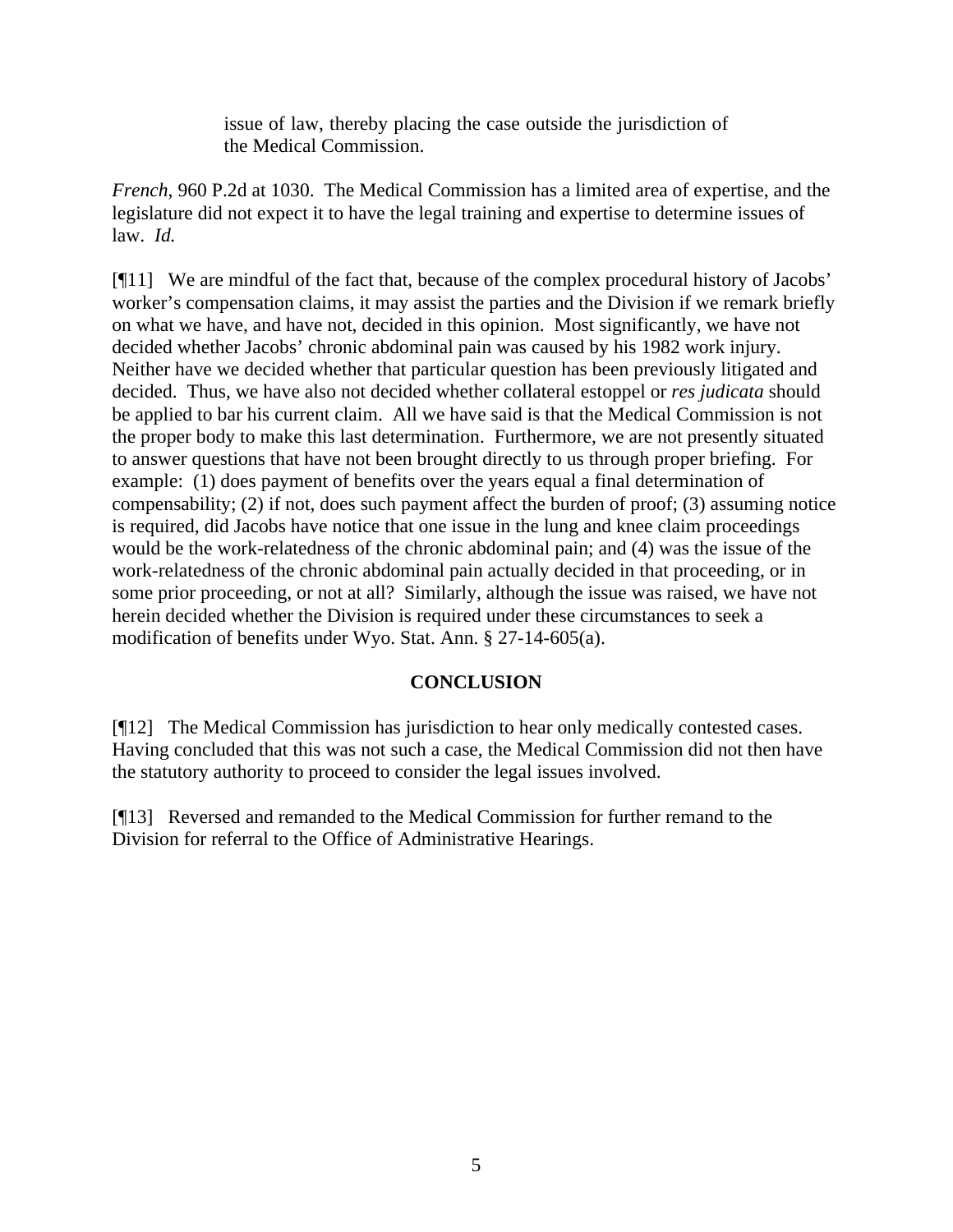> issue of law, thereby placing the case outside the jurisdiction of the Medical Commission.

*French*, 960 P.2d at 1030. The Medical Commission has a limited area of expertise, and the legislature did not expect it to have the legal training and expertise to determine issues of law. *Id.*

[¶11] We are mindful of the fact that, because of the complex procedural history of Jacobs' worker's compensation claims, it may assist the parties and the Division if we remark briefly on what we have, and have not, decided in this opinion. Most significantly, we have not decided whether Jacobs' chronic abdominal pain was caused by his 1982 work injury. Neither have we decided whether that particular question has been previously litigated and decided. Thus, we have also not decided whether collateral estoppel or *res judicata* should be applied to bar his current claim. All we have said is that the Medical Commission is not the proper body to make this last determination. Furthermore, we are not presently situated to answer questions that have not been brought directly to us through proper briefing. For example: (1) does payment of benefits over the years equal a final determination of compensability; (2) if not, does such payment affect the burden of proof; (3) assuming notice is required, did Jacobs have notice that one issue in the lung and knee claim proceedings would be the work-relatedness of the chronic abdominal pain; and (4) was the issue of the work-relatedness of the chronic abdominal pain actually decided in that proceeding, or in some prior proceeding, or not at all? Similarly, although the issue was raised, we have not herein decided whether the Division is required under these circumstances to seek a modification of benefits under Wyo. Stat. Ann. § 27-14-605(a).

## CONCLUSION

[¶12] The Medical Commission has jurisdiction to hear only medically contested cases. Having concluded that this was not such a case, the Medical Commission did not then have the statutory authority to proceed to consider the legal issues involved.

[¶13] Reversed and remanded to the Medical Commission for further remand to the Division for referral to the Office of Administrative Hearings.